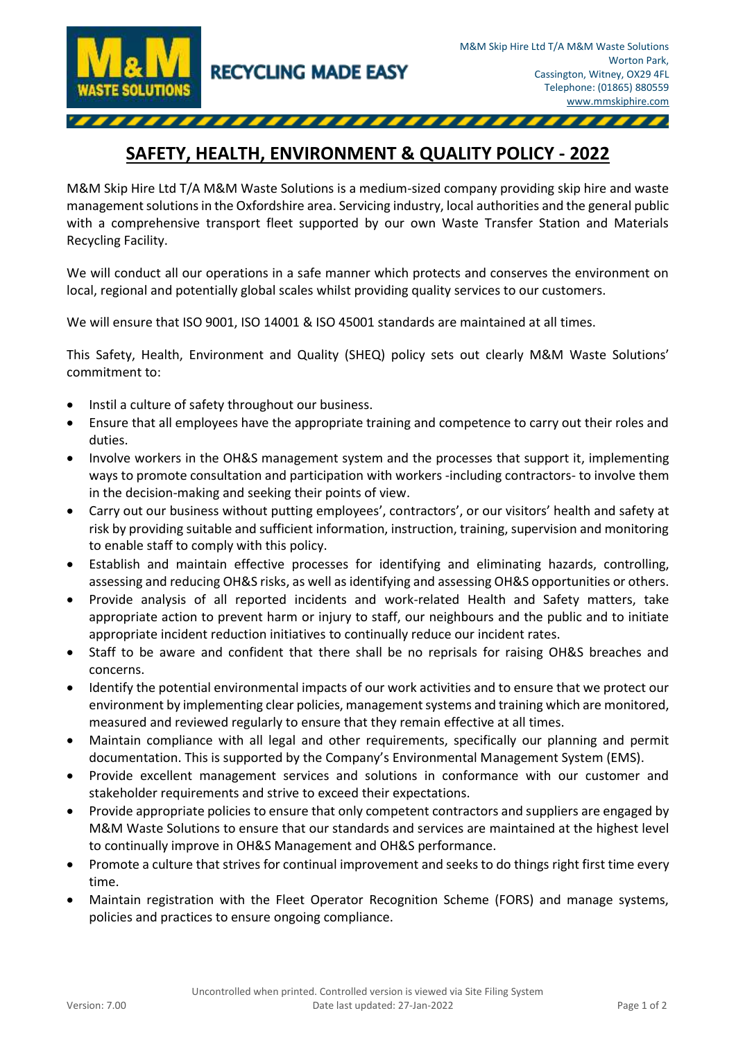M&M Skip Hire Ltd T/A M&M Waste Solutions
Worton Park,
Cassington, Witney, OX29 4FL
Telephone: (01865) 880559
www.mmskiphire.com

RECYCLING MADE EASY

# SAFETY, HEALTH, ENVIRONMENT & QUALITY POLICY - 2022

M&M Skip Hire Ltd T/A M&M Waste Solutions is a medium-sized company providing skip hire and waste management solutions in the Oxfordshire area. Servicing industry, local authorities and the general public with a comprehensive transport fleet supported by our own Waste Transfer Station and Materials Recycling Facility.

We will conduct all our operations in a safe manner which protects and conserves the environment on local, regional and potentially global scales whilst providing quality services to our customers.

We will ensure that ISO 9001, ISO 14001 & ISO 45001 standards are maintained at all times.

This Safety, Health, Environment and Quality (SHEQ) policy sets out clearly M&M Waste Solutions' commitment to:

- Instil a culture of safety throughout our business.
- Ensure that all employees have the appropriate training and competence to carry out their roles and duties.
- Involve workers in the OH&S management system and the processes that support it, implementing ways to promote consultation and participation with workers -including contractors- to involve them in the decision-making and seeking their points of view.
- Carry out our business without putting employees', contractors', or our visitors' health and safety at risk by providing suitable and sufficient information, instruction, training, supervision and monitoring to enable staff to comply with this policy.
- Establish and maintain effective processes for identifying and eliminating hazards, controlling, assessing and reducing OH&S risks, as well as identifying and assessing OH&S opportunities or others.
- Provide analysis of all reported incidents and work-related Health and Safety matters, take appropriate action to prevent harm or injury to staff, our neighbours and the public and to initiate appropriate incident reduction initiatives to continually reduce our incident rates.
- Staff to be aware and confident that there shall be no reprisals for raising OH&S breaches and concerns.
- Identify the potential environmental impacts of our work activities and to ensure that we protect our environment by implementing clear policies, management systems and training which are monitored, measured and reviewed regularly to ensure that they remain effective at all times.
- Maintain compliance with all legal and other requirements, specifically our planning and permit documentation. This is supported by the Company's Environmental Management System (EMS).
- Provide excellent management services and solutions in conformance with our customer and stakeholder requirements and strive to exceed their expectations.
- Provide appropriate policies to ensure that only competent contractors and suppliers are engaged by M&M Waste Solutions to ensure that our standards and services are maintained at the highest level to continually improve in OH&S Management and OH&S performance.
- Promote a culture that strives for continual improvement and seeks to do things right first time every time.
- Maintain registration with the Fleet Operator Recognition Scheme (FORS) and manage systems, policies and practices to ensure ongoing compliance.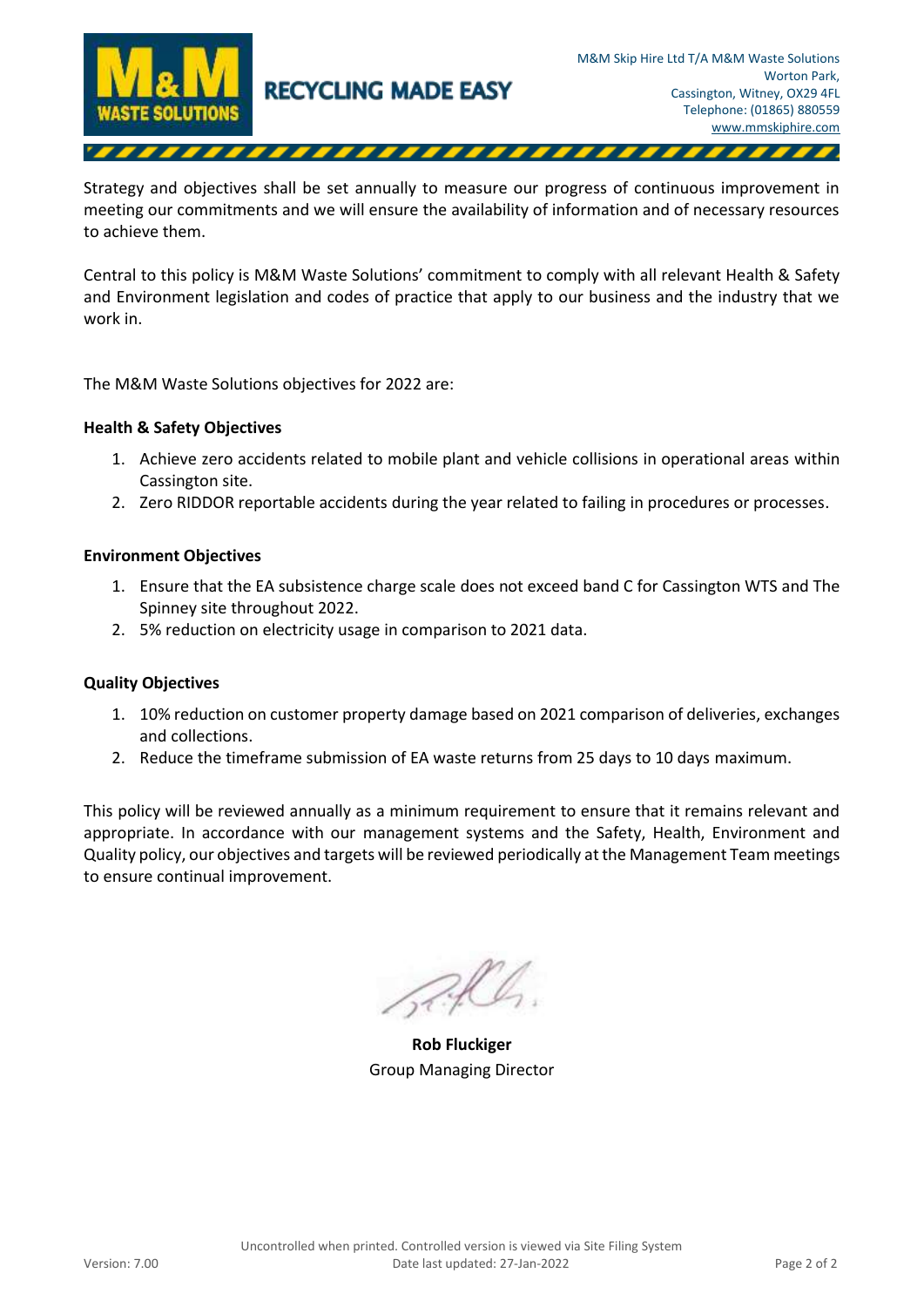Strategy and objectives shall be set annually to measure our progress of continuous improvement in meeting our commitments and we will ensure the availability of information and of necessary resources to achieve them.

Central to this policy is M&M Waste Solutions' commitment to comply with all relevant Health & Safety and Environment legislation and codes of practice that apply to our business and the industry that we work in.

The M&M Waste Solutions objectives for 2022 are:

**Health & Safety Objectives**

1. Achieve zero accidents related to mobile plant and vehicle collisions in operational areas within Cassington site.
2. Zero RIDDOR reportable accidents during the year related to failing in procedures or processes.

**Environment Objectives**

1. Ensure that the EA subsistence charge scale does not exceed band C for Cassington WTS and The Spinney site throughout 2022.
2. 5% reduction on electricity usage in comparison to 2021 data.

**Quality Objectives**

1. 10% reduction on customer property damage based on 2021 comparison of deliveries, exchanges and collections.
2. Reduce the timeframe submission of EA waste returns from 25 days to 10 days maximum.

This policy will be reviewed annually as a minimum requirement to ensure that it remains relevant and appropriate. In accordance with our management systems and the Safety, Health, Environment and Quality policy, our objectives and targets will be reviewed periodically at the Management Team meetings to ensure continual improvement.

**Rob Fluckiger**
Group Managing Director

Uncontrolled when printed. Controlled version is viewed via Site Filing System

Version: 7.00 Date last updated: 27-Jan-2022